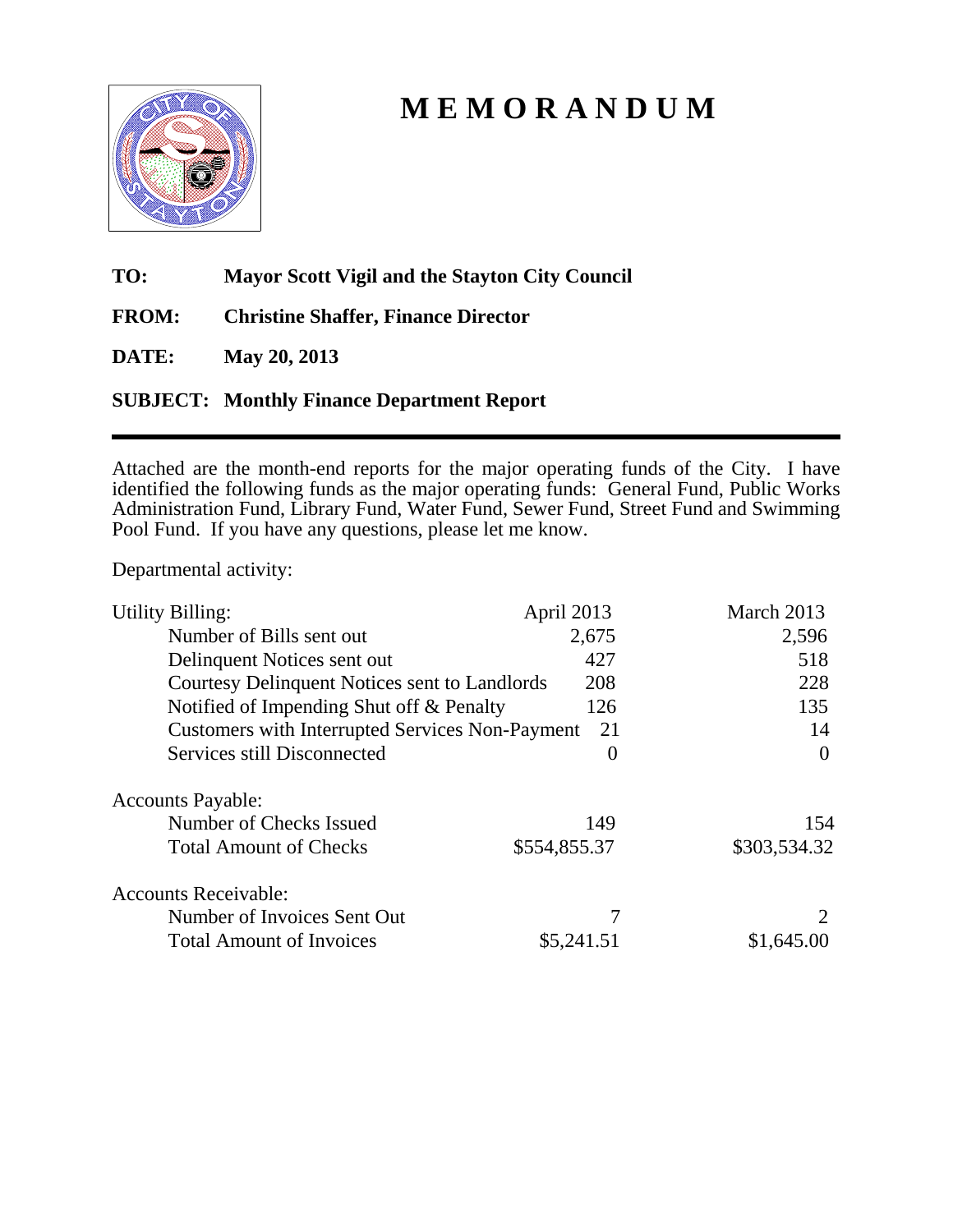# MEMORANDUM

**TO:** **Mayor Scott Vigil and the Stayton City Council**

**FROM:** **Christine Shaffer, Finance Director**

**DATE:** **May 20, 2013**

**SUBJECT:** **Monthly Finance Department Report**

---

Attached are the month-end reports for the major operating funds of the City. I have identified the following funds as the major operating funds: General Fund, Public Works Administration Fund, Library Fund, Water Fund, Sewer Fund, Street Fund and Swimming Pool Fund. If you have any questions, please let me know.

Departmental activity:

| | April 2013 | March 2013 |
|---|---|---|
| **Utility Billing:** | | |
| Number of Bills sent out | 2,675 | 2,596 |
| Delinquent Notices sent out | 427 | 518 |
| Courtesy Delinquent Notices sent to Landlords | 208 | 228 |
| Notified of Impending Shut off & Penalty | 126 | 135 |
| Customers with Interrupted Services Non-Payment | 21 | 14 |
| Services still Disconnected | 0 | 0 |
| **Accounts Payable:** | | |
| Number of Checks Issued | 149 | 154 |
| Total Amount of Checks | $554,855.37 | $303,534.32 |
| **Accounts Receivable:** | | |
| Number of Invoices Sent Out | 7 | 2 |
| Total Amount of Invoices | $5,241.51 | $1,645.00 |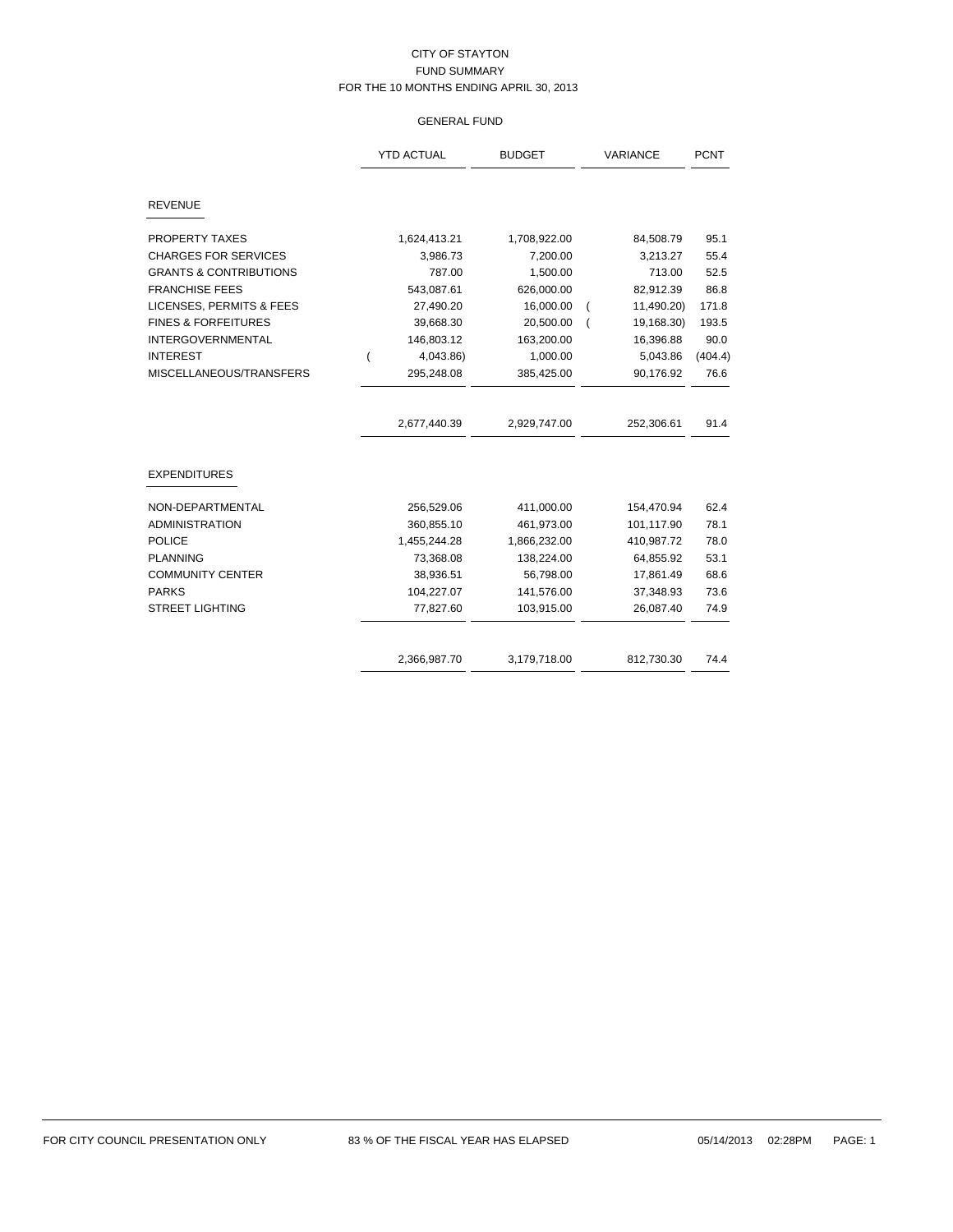CITY OF STAYTON
FUND SUMMARY
FOR THE 10 MONTHS ENDING APRIL 30, 2013

GENERAL FUND

| | YTD ACTUAL | BUDGET | VARIANCE | PCNT |
|---|---|---|---|---|
| **REVENUE** | | | | |
| PROPERTY TAXES | 1,624,413.21 | 1,708,922.00 | 84,508.79 | 95.1 |
| CHARGES FOR SERVICES | 3,986.73 | 7,200.00 | 3,213.27 | 55.4 |
| GRANTS & CONTRIBUTIONS | 787.00 | 1,500.00 | 713.00 | 52.5 |
| FRANCHISE FEES | 543,087.61 | 626,000.00 | 82,912.39 | 86.8 |
| LICENSES, PERMITS & FEES | 27,490.20 | 16,000.00 | ( 11,490.20) | 171.8 |
| FINES & FORFEITURES | 39,668.30 | 20,500.00 | ( 19,168.30) | 193.5 |
| INTERGOVERNMENTAL | 146,803.12 | 163,200.00 | 16,396.88 | 90.0 |
| INTEREST | ( 4,043.86) | 1,000.00 | 5,043.86 | (404.4) |
| MISCELLANEOUS/TRANSFERS | 295,248.08 | 385,425.00 | 90,176.92 | 76.6 |
| | 2,677,440.39 | 2,929,747.00 | 252,306.61 | 91.4 |
| **EXPENDITURES** | | | | |
| NON-DEPARTMENTAL | 256,529.06 | 411,000.00 | 154,470.94 | 62.4 |
| ADMINISTRATION | 360,855.10 | 461,973.00 | 101,117.90 | 78.1 |
| POLICE | 1,455,244.28 | 1,866,232.00 | 410,987.72 | 78.0 |
| PLANNING | 73,368.08 | 138,224.00 | 64,855.92 | 53.1 |
| COMMUNITY CENTER | 38,936.51 | 56,798.00 | 17,861.49 | 68.6 |
| PARKS | 104,227.07 | 141,576.00 | 37,348.93 | 73.6 |
| STREET LIGHTING | 77,827.60 | 103,915.00 | 26,087.40 | 74.9 |
| | 2,366,987.70 | 3,179,718.00 | 812,730.30 | 74.4 |

FOR CITY COUNCIL PRESENTATION ONLY 83 % OF THE FISCAL YEAR HAS ELAPSED 05/14/2013 02:28PM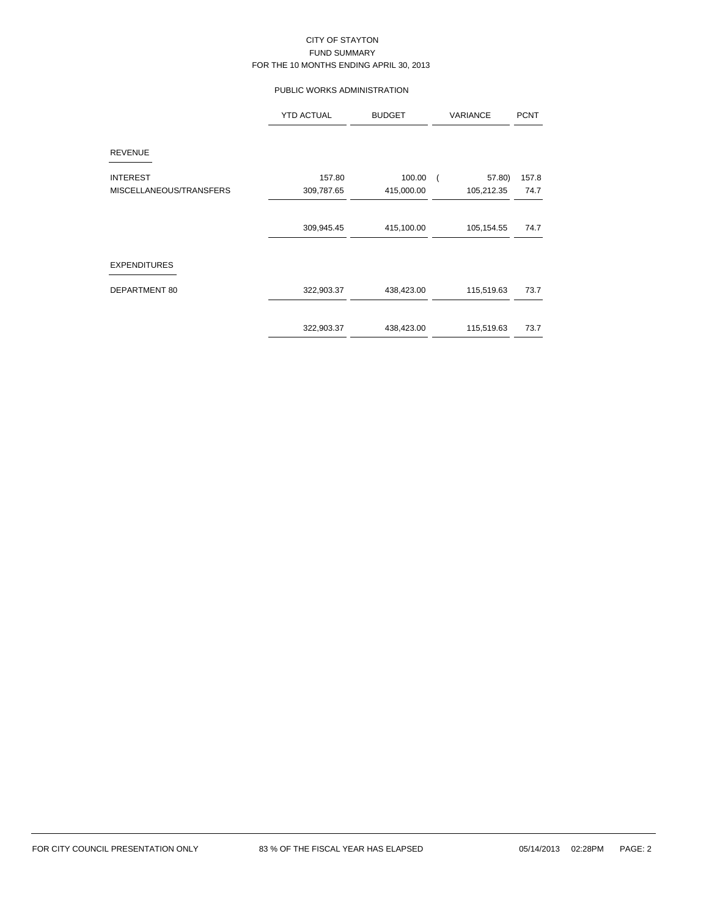CITY OF STAYTON
FUND SUMMARY
FOR THE 10 MONTHS ENDING APRIL 30, 2013

PUBLIC WORKS ADMINISTRATION

| | YTD ACTUAL | BUDGET | VARIANCE | PCNT |
|---|---|---|---|---|
| **REVENUE** | | | | |
| INTEREST | 157.80 | 100.00 | ( 57.80) | 157.8 |
| MISCELLANEOUS/TRANSFERS | 309,787.65 | 415,000.00 | 105,212.35 | 74.7 |
| | 309,945.45 | 415,100.00 | 105,154.55 | 74.7 |
| **EXPENDITURES** | | | | |
| DEPARTMENT 80 | 322,903.37 | 438,423.00 | 115,519.63 | 73.7 |
| | 322,903.37 | 438,423.00 | 115,519.63 | 73.7 |

FOR CITY COUNCIL PRESENTATION ONLY 83 % OF THE FISCAL YEAR HAS ELAPSED 05/14/2013 02:28PM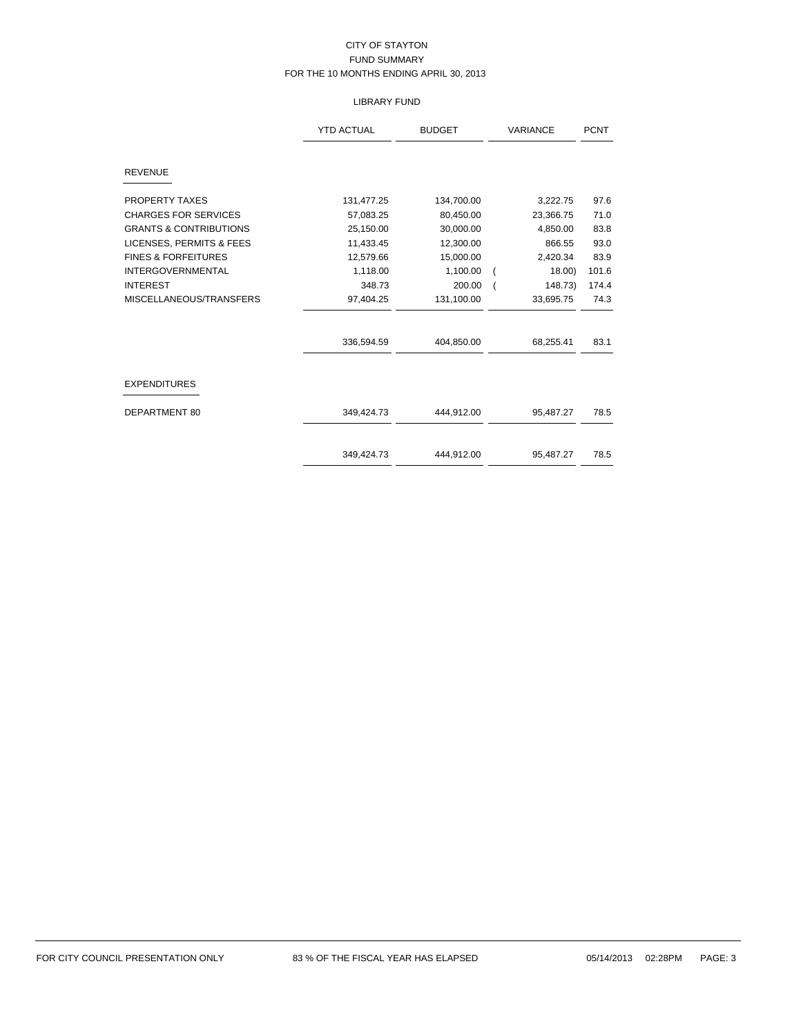CITY OF STAYTON
FUND SUMMARY
FOR THE 10 MONTHS ENDING APRIL 30, 2013

LIBRARY FUND

| | YTD ACTUAL | BUDGET | VARIANCE | PCNT |
|---|---|---|---|---|
| **REVENUE** | | | | |
| PROPERTY TAXES | 131,477.25 | 134,700.00 | 3,222.75 | 97.6 |
| CHARGES FOR SERVICES | 57,083.25 | 80,450.00 | 23,366.75 | 71.0 |
| GRANTS & CONTRIBUTIONS | 25,150.00 | 30,000.00 | 4,850.00 | 83.8 |
| LICENSES, PERMITS & FEES | 11,433.45 | 12,300.00 | 866.55 | 93.0 |
| FINES & FORFEITURES | 12,579.66 | 15,000.00 | 2,420.34 | 83.9 |
| INTERGOVERNMENTAL | 1,118.00 | 1,100.00 | ( 18.00) | 101.6 |
| INTEREST | 348.73 | 200.00 | ( 148.73) | 174.4 |
| MISCELLANEOUS/TRANSFERS | 97,404.25 | 131,100.00 | 33,695.75 | 74.3 |
| | 336,594.59 | 404,850.00 | 68,255.41 | 83.1 |
| **EXPENDITURES** | | | | |
| DEPARTMENT 80 | 349,424.73 | 444,912.00 | 95,487.27 | 78.5 |
| | 349,424.73 | 444,912.00 | 95,487.27 | 78.5 |

FOR CITY COUNCIL PRESENTATION ONLY — 83 % OF THE FISCAL YEAR HAS ELAPSED — 05/14/2013 02:28PM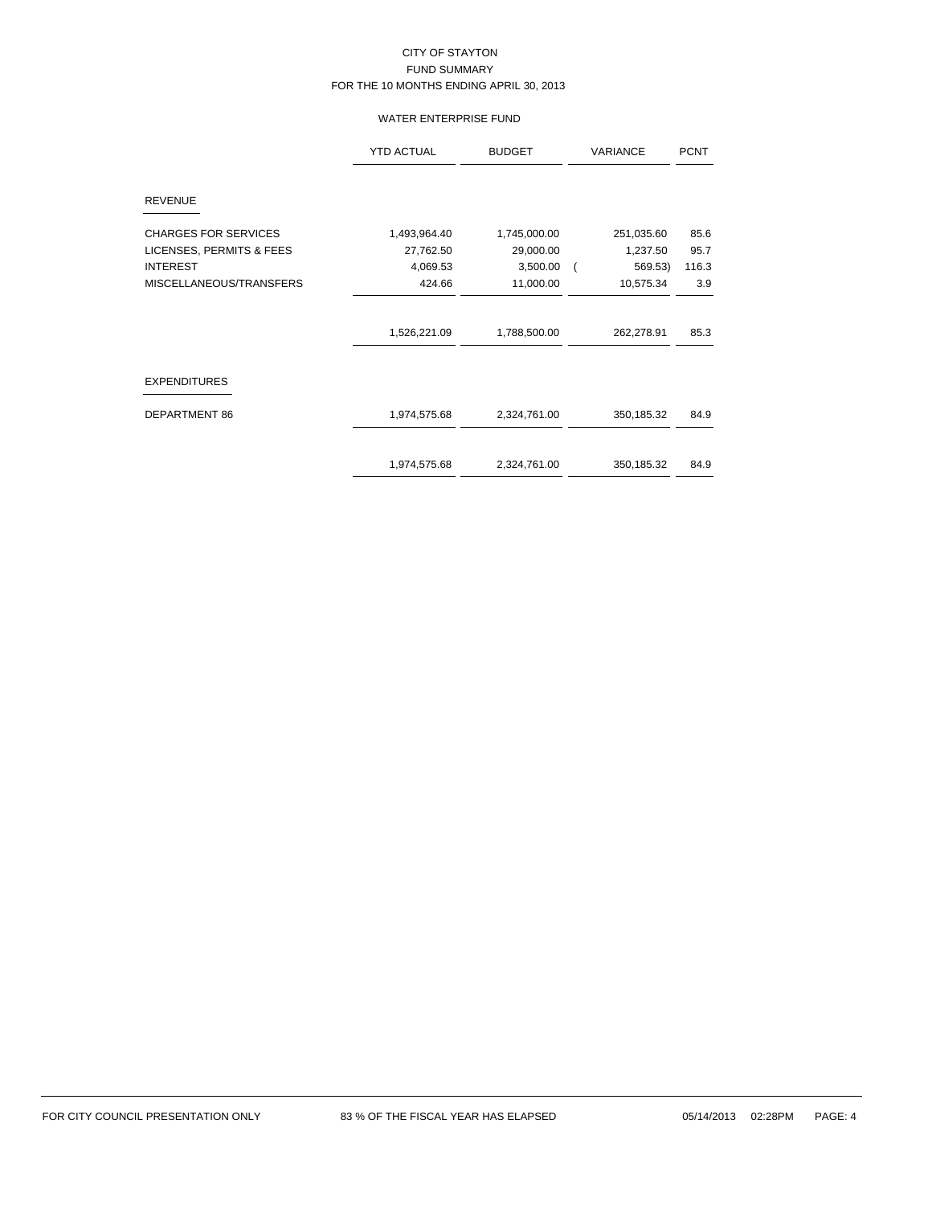# CITY OF STAYTON

## FUND SUMMARY

### FOR THE 10 MONTHS ENDING APRIL 30, 2013

#### WATER ENTERPRISE FUND

| | YTD ACTUAL | BUDGET | VARIANCE | PCNT |
|---|---|---|---|---|
| **REVENUE** | | | | |
| CHARGES FOR SERVICES | 1,493,964.40 | 1,745,000.00 | 251,035.60 | 85.6 |
| LICENSES, PERMITS & FEES | 27,762.50 | 29,000.00 | 1,237.50 | 95.7 |
| INTEREST | 4,069.53 | 3,500.00 | ( 569.53) | 116.3 |
| MISCELLANEOUS/TRANSFERS | 424.66 | 11,000.00 | 10,575.34 | 3.9 |
| | 1,526,221.09 | 1,788,500.00 | 262,278.91 | 85.3 |
| **EXPENDITURES** | | | | |
| DEPARTMENT 86 | 1,974,575.68 | 2,324,761.00 | 350,185.32 | 84.9 |
| | 1,974,575.68 | 2,324,761.00 | 350,185.32 | 84.9 |

FOR CITY COUNCIL PRESENTATION ONLY 83 % OF THE FISCAL YEAR HAS ELAPSED 05/14/2013 02:28PM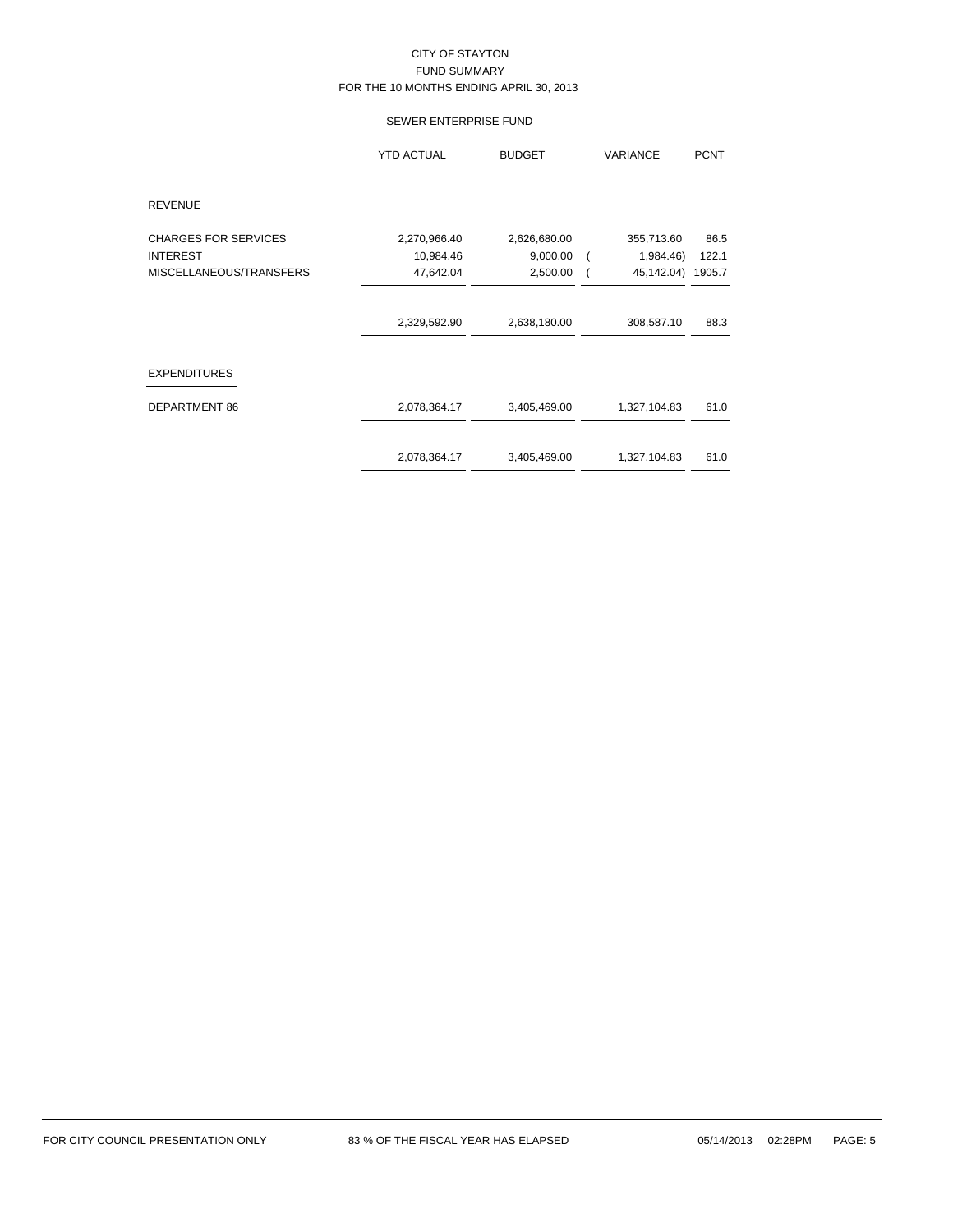# CITY OF STAYTON
## FUND SUMMARY
### FOR THE 10 MONTHS ENDING APRIL 30, 2013

#### SEWER ENTERPRISE FUND

| | YTD ACTUAL | BUDGET | VARIANCE | PCNT |
|---|---|---|---|---|
| **REVENUE** | | | | |
| CHARGES FOR SERVICES | 2,270,966.40 | 2,626,680.00 | 355,713.60 | 86.5 |
| INTEREST | 10,984.46 | 9,000.00 | ( 1,984.46) | 122.1 |
| MISCELLANEOUS/TRANSFERS | 47,642.04 | 2,500.00 | ( 45,142.04) | 1905.7 |
| | 2,329,592.90 | 2,638,180.00 | 308,587.10 | 88.3 |
| **EXPENDITURES** | | | | |
| DEPARTMENT 86 | 2,078,364.17 | 3,405,469.00 | 1,327,104.83 | 61.0 |
| | 2,078,364.17 | 3,405,469.00 | 1,327,104.83 | 61.0 |

FOR CITY COUNCIL PRESENTATION ONLY 83 % OF THE FISCAL YEAR HAS ELAPSED 05/14/2013 02:28PM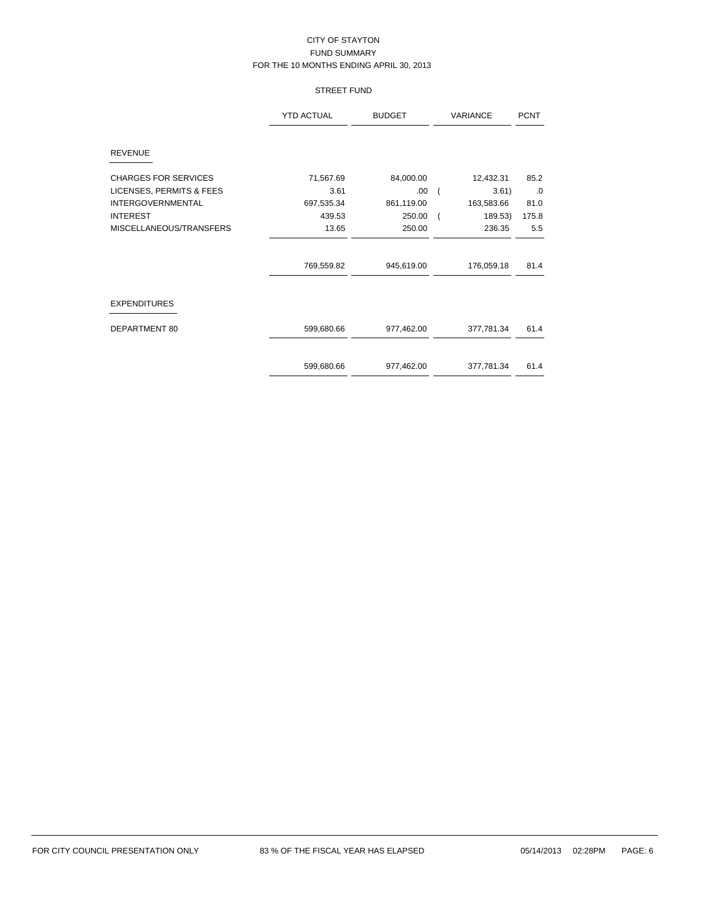CITY OF STAYTON
FUND SUMMARY
FOR THE 10 MONTHS ENDING APRIL 30, 2013

STREET FUND

| | YTD ACTUAL | BUDGET | VARIANCE | PCNT |
|---|---|---|---|---|
| **REVENUE** | | | | |
| CHARGES FOR SERVICES | 71,567.69 | 84,000.00 | 12,432.31 | 85.2 |
| LICENSES, PERMITS & FEES | 3.61 | .00 | ( 3.61) | .0 |
| INTERGOVERNMENTAL | 697,535.34 | 861,119.00 | 163,583.66 | 81.0 |
| INTEREST | 439.53 | 250.00 | ( 189.53) | 175.8 |
| MISCELLANEOUS/TRANSFERS | 13.65 | 250.00 | 236.35 | 5.5 |
| | 769,559.82 | 945,619.00 | 176,059.18 | 81.4 |
| **EXPENDITURES** | | | | |
| DEPARTMENT 80 | 599,680.66 | 977,462.00 | 377,781.34 | 61.4 |
| | 599,680.66 | 977,462.00 | 377,781.34 | 61.4 |

FOR CITY COUNCIL PRESENTATION ONLY 83 % OF THE FISCAL YEAR HAS ELAPSED 05/14/2013 02:28PM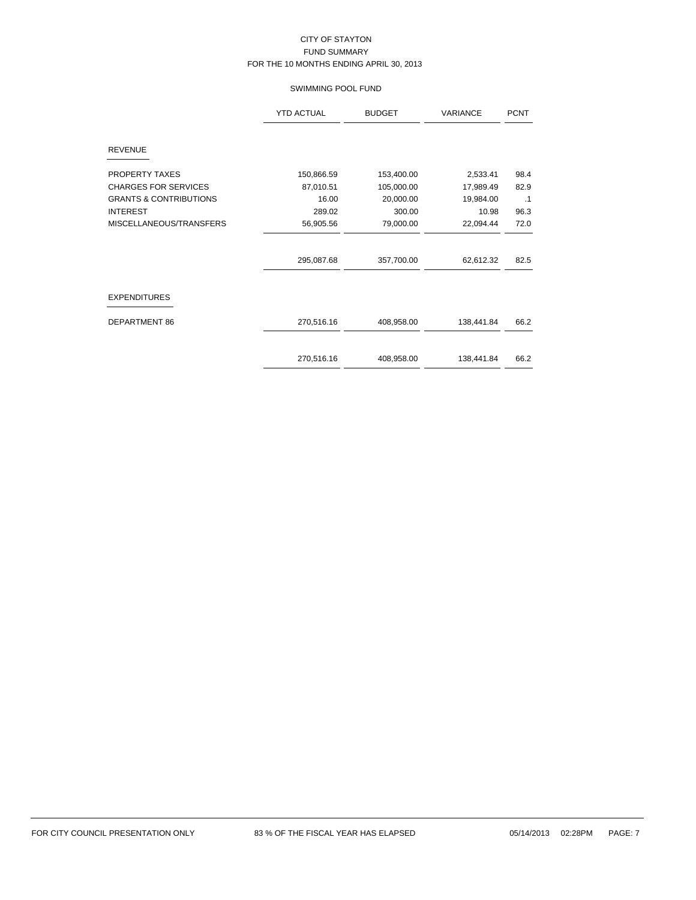CITY OF STAYTON
FUND SUMMARY
FOR THE 10 MONTHS ENDING APRIL 30, 2013

SWIMMING POOL FUND

| | YTD ACTUAL | BUDGET | VARIANCE | PCNT |
|---|---|---|---|---|
| **REVENUE** | | | | |
| PROPERTY TAXES | 150,866.59 | 153,400.00 | 2,533.41 | 98.4 |
| CHARGES FOR SERVICES | 87,010.51 | 105,000.00 | 17,989.49 | 82.9 |
| GRANTS & CONTRIBUTIONS | 16.00 | 20,000.00 | 19,984.00 | .1 |
| INTEREST | 289.02 | 300.00 | 10.98 | 96.3 |
| MISCELLANEOUS/TRANSFERS | 56,905.56 | 79,000.00 | 22,094.44 | 72.0 |
| | 295,087.68 | 357,700.00 | 62,612.32 | 82.5 |
| **EXPENDITURES** | | | | |
| DEPARTMENT 86 | 270,516.16 | 408,958.00 | 138,441.84 | 66.2 |
| | 270,516.16 | 408,958.00 | 138,441.84 | 66.2 |

FOR CITY COUNCIL PRESENTATION ONLY    83 % OF THE FISCAL YEAR HAS ELAPSED    05/14/2013 02:28PM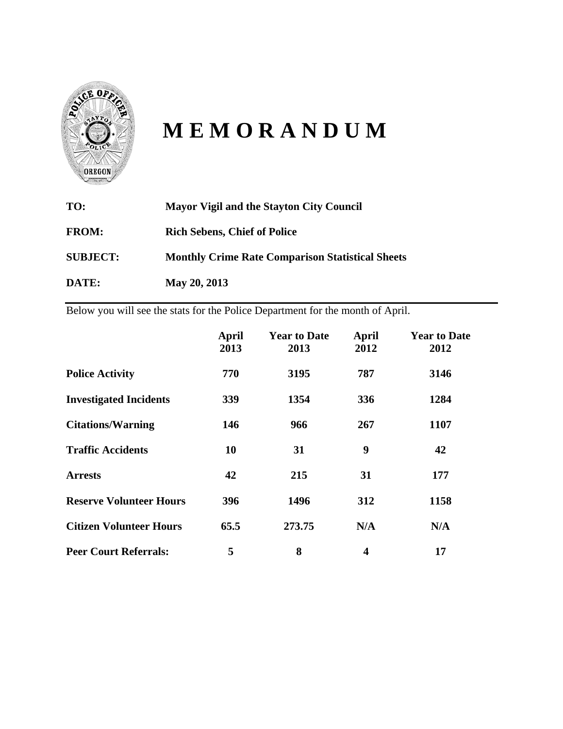# M E M O R A N D U M

**TO:** Mayor Vigil and the Stayton City Council

**FROM:** Rich Sebens, Chief of Police

**SUBJECT:** Monthly Crime Rate Comparison Statistical Sheets

**DATE:** May 20, 2013

Below you will see the stats for the Police Department for the month of April.

| | April 2013 | Year to Date 2013 | April 2012 | Year to Date 2012 |
|---|---|---|---|---|
| **Police Activity** | **770** | **3195** | **787** | **3146** |
| **Investigated Incidents** | **339** | **1354** | **336** | **1284** |
| **Citations/Warning** | **146** | **966** | **267** | **1107** |
| **Traffic Accidents** | **10** | **31** | **9** | **42** |
| **Arrests** | **42** | **215** | **31** | **177** |
| **Reserve Volunteer Hours** | **396** | **1496** | **312** | **1158** |
| **Citizen Volunteer Hours** | **65.5** | **273.75** | **N/A** | **N/A** |
| **Peer Court Referrals:** | **5** | **8** | **4** | **17** |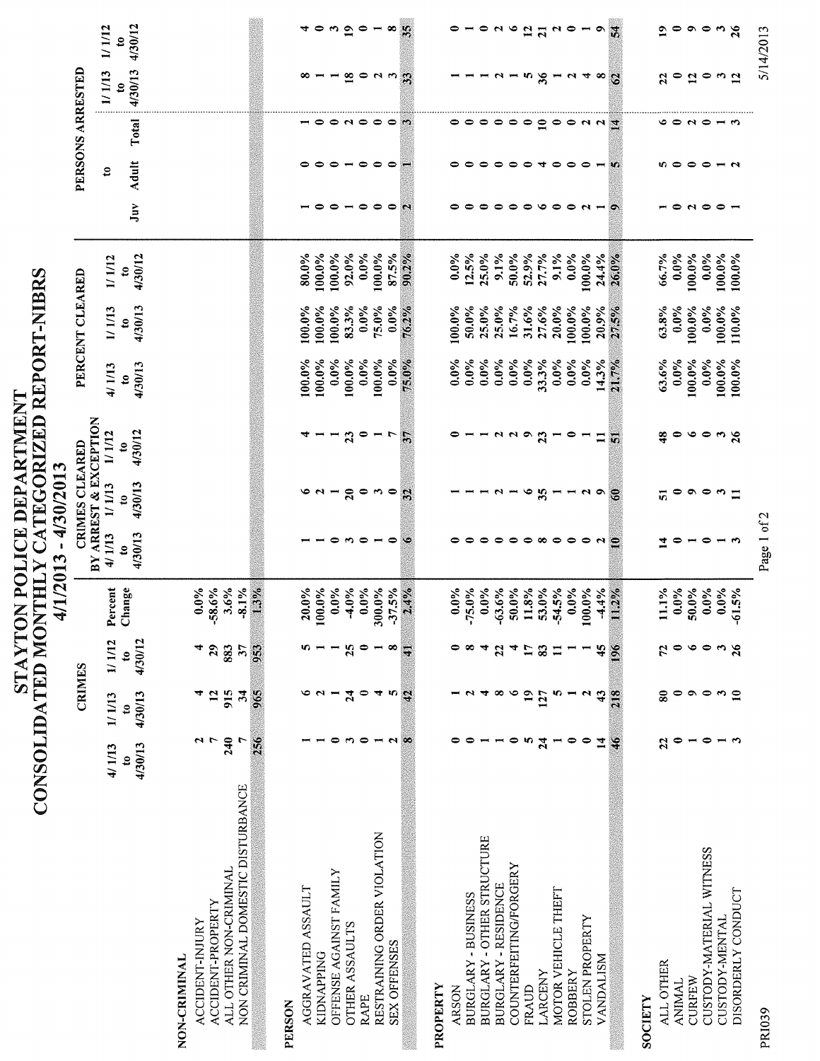# STAYTON POLICE DEPARTMENT
# CONSOLIDATED MONTHLY CATEGORIZED REPORT-NIBRS
## 4/1/2013 - 4/30/2013

| | CRIMES | | | | CRIMES CLEARED BY ARREST & EXCEPTION | | | PERCENT CLEARED | | | PERSONS ARRESTED | | | | |
|---|---|---|---|---|---|---|---|---|---|---|---|---|---|---|---|
| | 4/1/13 to 4/30/13 | 1/1/13 to 4/30/13 | 1/1/12 to 4/30/12 | Percent Change | 4/1/13 to 4/30/13 | 1/1/13 to 4/30/13 | 1/1/12 to 4/30/12 | 4/1/13 to 4/30/13 | 1/1/13 to 4/30/13 | 1/1/12 to 4/30/12 | to Juv | to Adult | to Total | 1/1/13 to 4/30/13 | 1/1/12 to 4/30/12 |
| **NON-CRIMINAL** | | | | | | | | | | | | | | | |
| ACCIDENT-INJURY | 2 | 4 | 4 | 0.0% | | | | | | | | | | | |
| ACCIDENT-PROPERTY | 7 | 12 | 29 | -58.6% | | | | | | | | | | | |
| ALL OTHER NON-CRIMINAL | 240 | 915 | 883 | 3.6% | | | | | | | | | | | |
| NON CRIMINAL DOMESTIC DISTURBANCE | 7 | 34 | 37 | -8.1% | | | | | | | | | | | |
| | 256 | 965 | 953 | 1.3% | | | | | | | | | | | |
| **PERSON** | | | | | | | | | | | | | | | |
| AGGRAVATED ASSAULT | 1 | 6 | 5 | 20.0% | 1 | 6 | 4 | 100.0% | 100.0% | 80.0% | 1 | 0 | 1 | 8 | 4 |
| KIDNAPPING | 1 | 2 | 1 | 100.0% | 1 | 2 | 1 | 100.0% | 100.0% | 100.0% | 0 | 0 | 0 | 1 | 0 |
| OFFENSE AGAINST FAMILY | 0 | 1 | 1 | 0.0% | 0 | 1 | 1 | 0.0% | 100.0% | 100.0% | 0 | 0 | 0 | 1 | 3 |
| OTHER ASSAULTS | 3 | 24 | 25 | -4.0% | 3 | 20 | 23 | 100.0% | 83.3% | 92.0% | 1 | 1 | 2 | 18 | 19 |
| RAPE | 0 | 0 | 0 | 0.0% | 0 | 0 | 0 | 0.0% | 0.0% | 0.0% | 0 | 0 | 0 | 0 | 0 |
| RESTRAINING ORDER VIOLATION | 1 | 4 | 1 | 300.0% | 1 | 3 | 1 | 100.0% | 75.0% | 100.0% | 0 | 0 | 0 | 2 | 1 |
| SEX OFFENSES | 2 | 5 | 8 | -37.5% | 0 | 0 | 7 | 0.0% | 0.0% | 87.5% | 0 | 0 | 0 | 3 | 8 |
| | 8 | 42 | 41 | 2.4% | 6 | 32 | 37 | 75.0% | 76.2% | 90.2% | 2 | 1 | 3 | 33 | 35 |
| **PROPERTY** | | | | | | | | | | | | | | | |
| ARSON | 0 | 1 | 0 | 0.0% | 0 | 1 | 0 | 0.0% | 100.0% | 0.0% | 0 | 0 | 0 | 1 | 0 |
| BURGLARY - BUSINESS | 0 | 2 | 8 | -75.0% | 0 | 1 | 1 | 0.0% | 50.0% | 12.5% | 0 | 0 | 0 | 1 | 1 |
| BURGLARY - OTHER STRUCTURE | 1 | 4 | 4 | 0.0% | 0 | 1 | 1 | 0.0% | 25.0% | 25.0% | 0 | 0 | 0 | 1 | 0 |
| BURGLARY - RESIDENCE | 1 | 8 | 22 | -63.6% | 0 | 2 | 2 | 0.0% | 25.0% | 9.1% | 0 | 0 | 0 | 2 | 2 |
| COUNTERFEITING/FORGERY | 0 | 6 | 4 | 50.0% | 0 | 1 | 2 | 0.0% | 16.7% | 50.0% | 0 | 0 | 0 | 1 | 6 |
| FRAUD | 5 | 19 | 17 | 11.8% | 0 | 6 | 9 | 0.0% | 31.6% | 52.9% | 0 | 0 | 0 | 5 | 12 |
| LARCENY | 24 | 127 | 83 | 53.0% | 8 | 35 | 23 | 33.3% | 27.6% | 27.7% | 6 | 4 | 10 | 36 | 21 |
| MOTOR VEHICLE THEFT | 1 | 5 | 11 | -54.5% | 0 | 1 | 1 | 0.0% | 20.0% | 9.1% | 0 | 0 | 0 | 1 | 2 |
| ROBBERY | 0 | 1 | 1 | 0.0% | 0 | 1 | 0 | 0.0% | 100.0% | 0.0% | 0 | 0 | 0 | 2 | 0 |
| STOLEN PROPERTY | 0 | 2 | 1 | 100.0% | 0 | 2 | 1 | 0.0% | 100.0% | 100.0% | 2 | 0 | 2 | 4 | 1 |
| VANDALISM | 14 | 43 | 45 | -4.4% | 2 | 9 | 11 | 14.3% | 20.9% | 24.4% | 1 | 1 | 2 | 8 | 9 |
| | 46 | 218 | 196 | 11.2% | 10 | 60 | 51 | 21.7% | 27.5% | 26.0% | 9 | 5 | 14 | 62 | 54 |
| **SOCIETY** | | | | | | | | | | | | | | | |
| ALL OTHER | 22 | 80 | 72 | 11.1% | 14 | 51 | 48 | 63.6% | 63.8% | 66.7% | 1 | 5 | 6 | 22 | 19 |
| ANIMAL | 0 | 0 | 0 | 0.0% | 0 | 0 | 0 | 0.0% | 0.0% | 0.0% | 0 | 0 | 0 | 0 | 0 |
| CURFEW | 1 | 9 | 6 | 50.0% | 1 | 9 | 6 | 100.0% | 100.0% | 100.0% | 2 | 0 | 2 | 12 | 9 |
| CUSTODY-MATERIAL WITNESS | 0 | 0 | 0 | 0.0% | 0 | 0 | 0 | 0.0% | 0.0% | 0.0% | 0 | 0 | 0 | 0 | 0 |
| CUSTODY-MENTAL | 1 | 3 | 3 | 0.0% | 1 | 3 | 3 | 100.0% | 100.0% | 100.0% | 0 | 1 | 1 | 3 | 3 |
| DISORDERLY CONDUCT | 3 | 10 | 26 | -61.5% | 3 | 11 | 26 | 100.0% | 110.0% | 100.0% | 1 | 2 | 3 | 12 | 26 |

PRI039

5/14/2013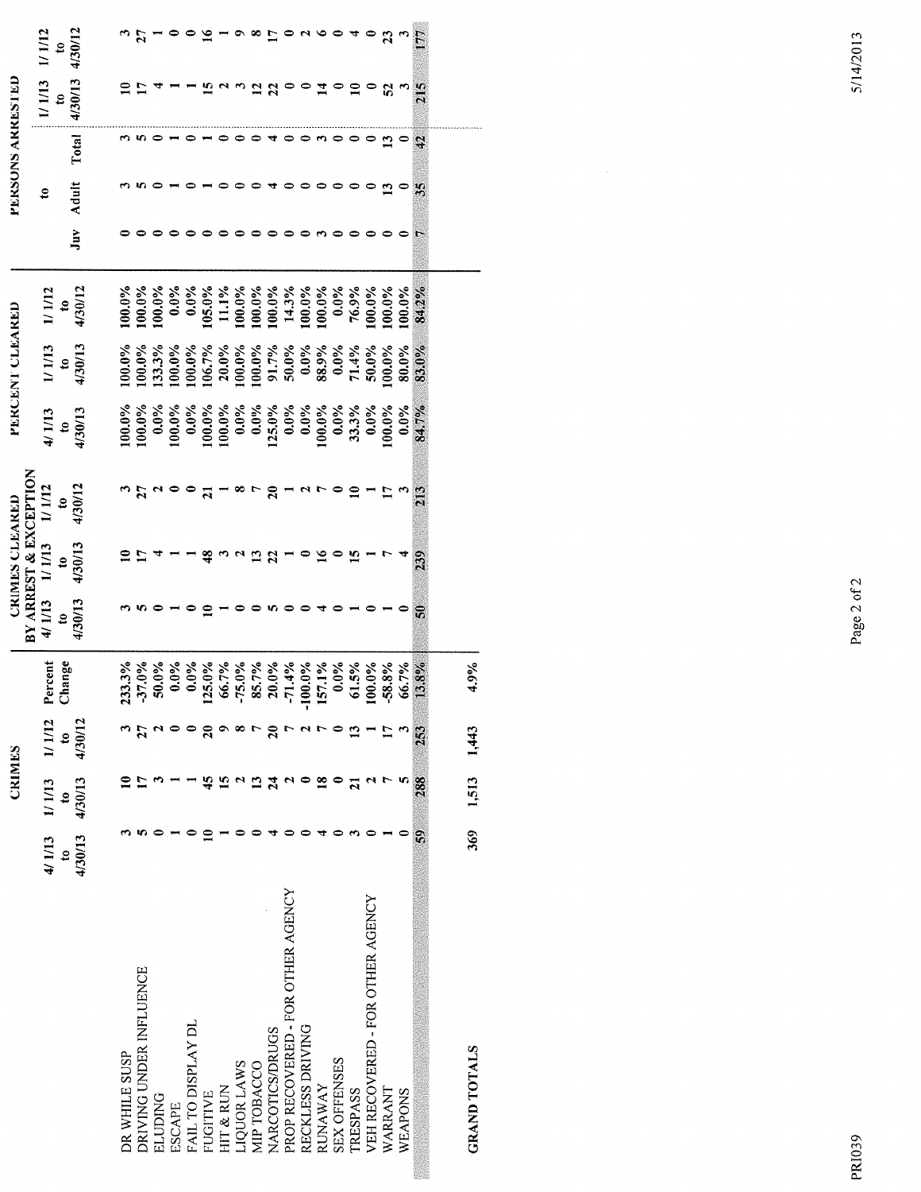| | CRIMES | | | | CRIMES CLEARED BY ARREST & EXCEPTION | | | PERCENT CLEARED | | | PERSONS ARRESTED | | | | |
|---|---|---|---|---|---|---|---|---|---|---|---|---|---|---|---|
| | 4/1/13 to 4/30/13 | 1/1/13 to 4/30/13 | 1/1/12 to 4/30/12 | Percent Change | 4/1/13 to 4/30/13 | 1/1/13 to 4/30/13 | 1/1/12 to 4/30/12 | 4/1/13 to 4/30/13 | 1/1/13 to 4/30/13 | 1/1/12 to 4/30/12 | to Juv | to Adult | Total | 1/1/13 to 4/30/13 | 1/1/12 to 4/30/12 |
| DR WHILE SUSP | 3 | 10 | 3 | 233.3% | 3 | 10 | 3 | 100.0% | 100.0% | 100.0% | 0 | 3 | 3 | 10 | 3 |
| DRIVING UNDER INFLUENCE | 5 | 17 | 27 | -37.0% | 5 | 17 | 27 | 100.0% | 100.0% | 100.0% | 0 | 5 | 5 | 17 | 27 |
| ELUDING | 0 | 3 | 2 | 50.0% | 0 | 4 | 2 | 0.0% | 133.3% | 100.0% | 0 | 0 | 0 | 4 | 1 |
| ESCAPE | 1 | 1 | 0 | 0.0% | 1 | 1 | 0 | 100.0% | 100.0% | 0.0% | 0 | 1 | 1 | 1 | 0 |
| FAIL TO DISPLAY DL | 0 | 1 | 0 | 0.0% | 0 | 1 | 0 | 0.0% | 100.0% | 0.0% | 0 | 0 | 0 | 1 | 0 |
| FUGITIVE | 10 | 45 | 20 | 125.0% | 10 | 48 | 21 | 100.0% | 106.7% | 105.0% | 0 | 1 | 1 | 15 | 16 |
| HIT & RUN | 1 | 15 | 9 | 66.7% | 1 | 3 | 1 | 100.0% | 20.0% | 11.1% | 0 | 0 | 0 | 2 | 1 |
| LIQUOR LAWS | 0 | 2 | 8 | -75.0% | 0 | 2 | 8 | 0.0% | 100.0% | 100.0% | 0 | 0 | 0 | 3 | 9 |
| MIP TOBACCO | 0 | 13 | 7 | 85.7% | 0 | 13 | 7 | 0.0% | 100.0% | 100.0% | 0 | 0 | 0 | 12 | 8 |
| NARCOTICS/DRUGS | 4 | 24 | 20 | 20.0% | 5 | 22 | 20 | 125.0% | 91.7% | 100.0% | 0 | 4 | 4 | 22 | 17 |
| PROP RECOVERED - FOR OTHER AGENCY | 0 | 2 | 7 | -71.4% | 0 | 1 | 1 | 0.0% | 50.0% | 14.3% | 0 | 0 | 0 | 0 | 0 |
| RECKLESS DRIVING | 0 | 0 | 2 | -100.0% | 0 | 0 | 2 | 0.0% | 0.0% | 100.0% | 0 | 0 | 0 | 0 | 2 |
| RUNAWAY | 4 | 18 | 7 | 157.1% | 4 | 16 | 7 | 100.0% | 88.9% | 100.0% | 3 | 0 | 3 | 14 | 6 |
| SEX OFFENSES | 0 | 0 | 0 | 0.0% | 0 | 0 | 0 | 0.0% | 0.0% | 0.0% | 0 | 0 | 0 | 0 | 0 |
| TRESPASS | 3 | 21 | 13 | 61.5% | 1 | 15 | 10 | 33.3% | 71.4% | 76.9% | 0 | 0 | 0 | 10 | 4 |
| VEH RECOVERED - FOR OTHER AGENCY | 0 | 2 | 1 | 100.0% | 0 | 1 | 1 | 0.0% | 50.0% | 100.0% | 0 | 0 | 0 | 0 | 0 |
| WARRANT | 1 | 7 | 17 | -58.8% | 1 | 7 | 17 | 100.0% | 100.0% | 100.0% | 0 | 13 | 13 | 52 | 23 |
| WEAPONS | 0 | 5 | 3 | 66.7% | 0 | 4 | 3 | 0.0% | 80.0% | 100.0% | 0 | 0 | 0 | 3 | 3 |
| | 59 | 288 | 253 | 13.8% | 50 | 239 | 213 | 84.7% | 83.0% | 84.2% | 7 | 35 | 42 | 215 | 177 |
| **GRAND TOTALS** | 369 | 1,513 | 1,443 | 4.9% | | | | | | | | | | | |

PRI039

5/14/2013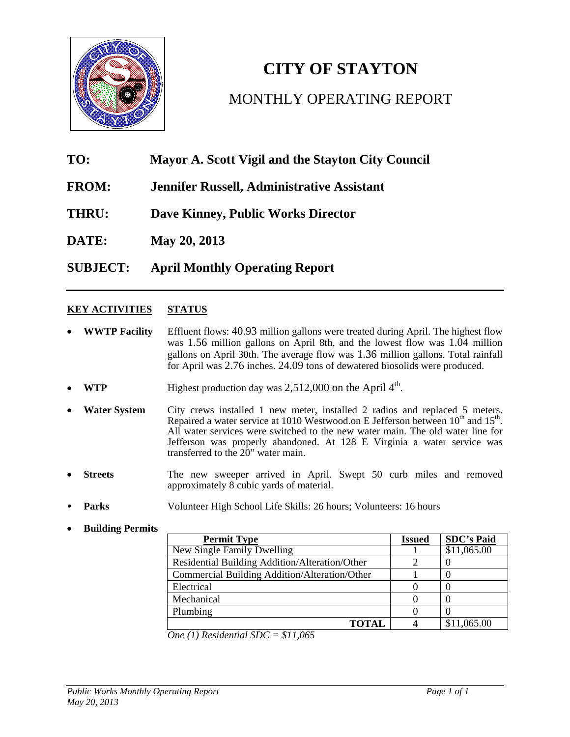# CITY OF STAYTON

## MONTHLY OPERATING REPORT

**TO:** **Mayor A. Scott Vigil and the Stayton City Council**

**FROM:** **Jennifer Russell, Administrative Assistant**

**THRU:** **Dave Kinney, Public Works Director**

**DATE:** **May 20, 2013**

**SUBJECT:** **April Monthly Operating Report**

---

**KEY ACTIVITIES** **STATUS**

- **WWTP Facility** Effluent flows: 40.93 million gallons were treated during April. The highest flow was 1.56 million gallons on April 8th, and the lowest flow was 1.04 million gallons on April 30th. The average flow was 1.36 million gallons. Total rainfall for April was 2.76 inches. 24.09 tons of dewatered biosolids were produced.

- **WTP** Highest production day was 2,512,000 on the April 4th.

- **Water System** City crews installed 1 new meter, installed 2 radios and replaced 5 meters. Repaired a water service at 1010 Westwood.on E Jefferson between 10th and 15th. All water services were switched to the new water main. The old water line for Jefferson was properly abandoned. At 128 E Virginia a water service was transferred to the 20" water main.

- **Streets** The new sweeper arrived in April. Swept 50 curb miles and removed approximately 8 cubic yards of material.

- **Parks** Volunteer High School Life Skills: 26 hours; Volunteers: 16 hours

- **Building Permits**

| Permit Type | Issued | SDC's Paid |
|---|---|---|
| New Single Family Dwelling | 1 | $11,065.00 |
| Residential Building Addition/Alteration/Other | 2 | 0 |
| Commercial Building Addition/Alteration/Other | 1 | 0 |
| Electrical | 0 | 0 |
| Mechanical | 0 | 0 |
| Plumbing | 0 | 0 |
| **TOTAL** | **4** | $11,065.00 |

*One (1) Residential SDC = $11,065*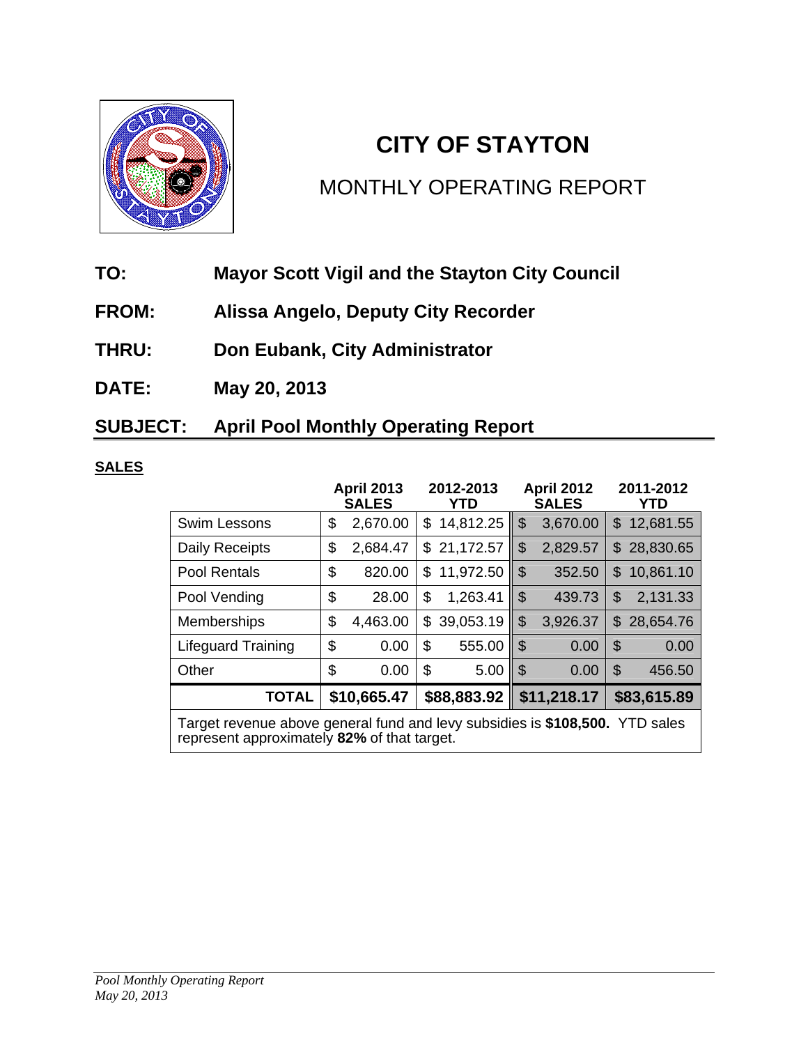# CITY OF STAYTON

## MONTHLY OPERATING REPORT

**TO:** **Mayor Scott Vigil and the Stayton City Council**

**FROM:** **Alissa Angelo, Deputy City Recorder**

**THRU:** **Don Eubank, City Administrator**

**DATE:** **May 20, 2013**

**SUBJECT:** **April Pool Monthly Operating Report**

**SALES**

| | April 2013 SALES | 2012-2013 YTD | April 2012 SALES | 2011-2012 YTD |
|---|---|---|---|---|
| Swim Lessons | $ 2,670.00 | $ 14,812.25 | $ 3,670.00 | $ 12,681.55 |
| Daily Receipts | $ 2,684.47 | $ 21,172.57 | $ 2,829.57 | $ 28,830.65 |
| Pool Rentals | $ 820.00 | $ 11,972.50 | $ 352.50 | $ 10,861.10 |
| Pool Vending | $ 28.00 | $ 1,263.41 | $ 439.73 | $ 2,131.33 |
| Memberships | $ 4,463.00 | $ 39,053.19 | $ 3,926.37 | $ 28,654.76 |
| Lifeguard Training | $ 0.00 | $ 555.00 | $ 0.00 | $ 0.00 |
| Other | $ 0.00 | $ 5.00 | $ 0.00 | $ 456.50 |
| **TOTAL** | **$10,665.47** | **$88,883.92** | **$11,218.17** | **$83,615.89** |

Target revenue above general fund and levy subsidies is **$108,500.** YTD sales represent approximately **82%** of that target.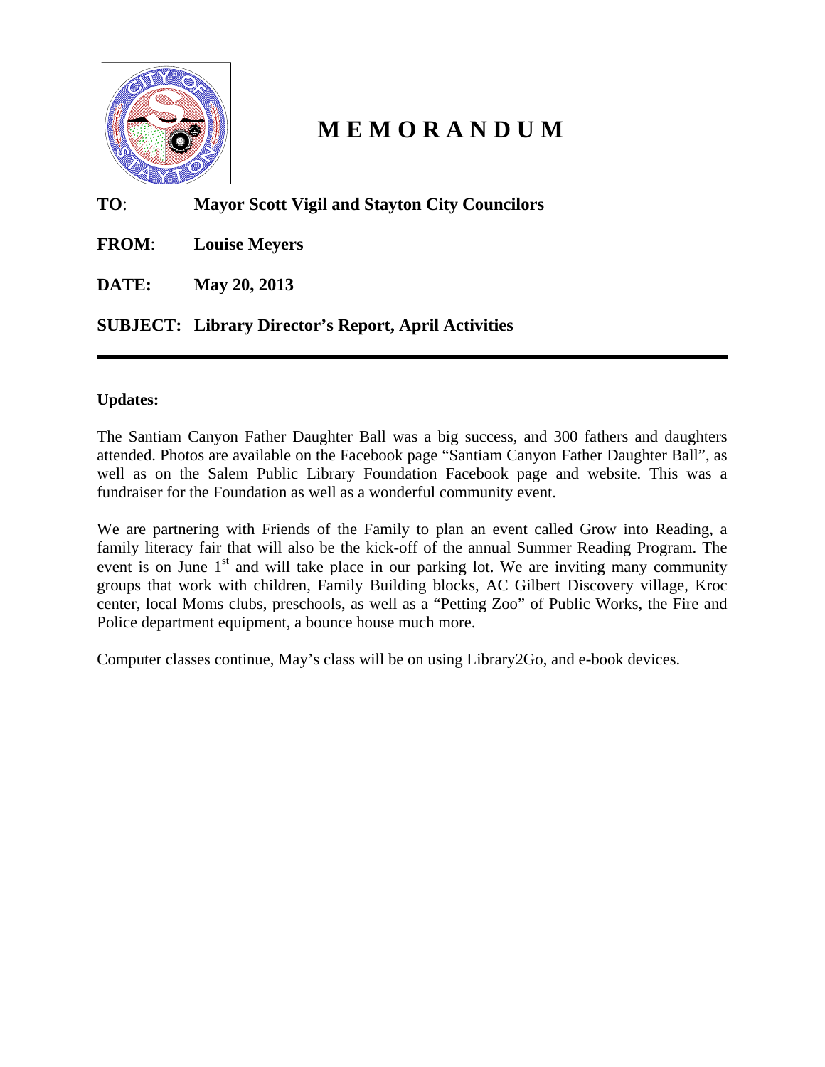# MEMORANDUM

**TO**: **Mayor Scott Vigil and Stayton City Councilors**

**FROM**: **Louise Meyers**

**DATE:** **May 20, 2013**

**SUBJECT: Library Director's Report, April Activities**

---

**Updates:**

The Santiam Canyon Father Daughter Ball was a big success, and 300 fathers and daughters attended. Photos are available on the Facebook page "Santiam Canyon Father Daughter Ball", as well as on the Salem Public Library Foundation Facebook page and website. This was a fundraiser for the Foundation as well as a wonderful community event.

We are partnering with Friends of the Family to plan an event called Grow into Reading, a family literacy fair that will also be the kick-off of the annual Summer Reading Program. The event is on June 1st and will take place in our parking lot. We are inviting many community groups that work with children, Family Building blocks, AC Gilbert Discovery village, Kroc center, local Moms clubs, preschools, as well as a "Petting Zoo" of Public Works, the Fire and Police department equipment, a bounce house much more.

Computer classes continue, May's class will be on using Library2Go, and e-book devices.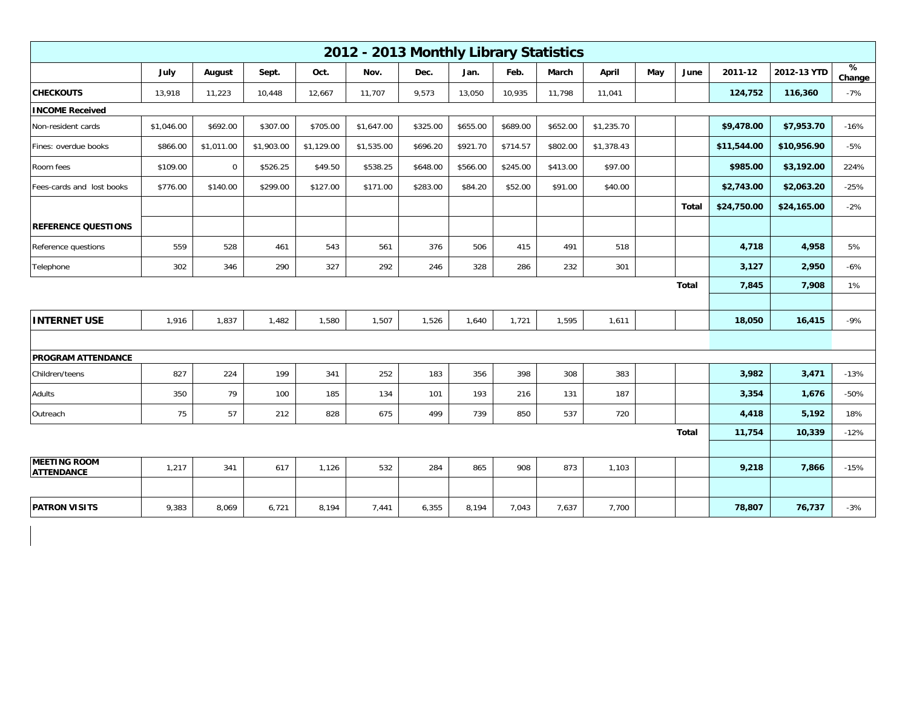# 2012 - 2013 Monthly Library Statistics

| | July | August | Sept. | Oct. | Nov. | Dec. | Jan. | Feb. | March | April | May | June | 2011-12 | 2012-13 YTD | % Change |
|---|---|---|---|---|---|---|---|---|---|---|---|---|---|---|---|
| **CHECKOUTS** | 13,918 | 11,223 | 10,448 | 12,667 | 11,707 | 9,573 | 13,050 | 10,935 | 11,798 | 11,041 | | | **124,752** | **116,360** | -7% |
| **INCOME Received** | | | | | | | | | | | | | | | |
| Non-resident cards | $1,046.00 | $692.00 | $307.00 | $705.00 | $1,647.00 | $325.00 | $655.00 | $689.00 | $652.00 | $1,235.70 | | | **$9,478.00** | **$7,953.70** | -16% |
| Fines: overdue books | $866.00 | $1,011.00 | $1,903.00 | $1,129.00 | $1,535.00 | $696.20 | $921.70 | $714.57 | $802.00 | $1,378.43 | | | **$11,544.00** | **$10,956.90** | -5% |
| Room fees | $109.00 | 0 | $526.25 | $49.50 | $538.25 | $648.00 | $566.00 | $245.00 | $413.00 | $97.00 | | | **$985.00** | **$3,192.00** | 224% |
| Fees-cards and lost books | $776.00 | $140.00 | $299.00 | $127.00 | $171.00 | $283.00 | $84.20 | $52.00 | $91.00 | $40.00 | | | **$2,743.00** | **$2,063.20** | -25% |
| | | | | | | | | | | | | **Total** | **$24,750.00** | **$24,165.00** | -2% |
| **REFERENCE QUESTIONS** | | | | | | | | | | | | | | | |
| Reference questions | 559 | 528 | 461 | 543 | 561 | 376 | 506 | 415 | 491 | 518 | | | **4,718** | **4,958** | 5% |
| Telephone | 302 | 346 | 290 | 327 | 292 | 246 | 328 | 286 | 232 | 301 | | | **3,127** | **2,950** | -6% |
| | | | | | | | | | | | | **Total** | **7,845** | **7,908** | 1% |
| **INTERNET USE** | 1,916 | 1,837 | 1,482 | 1,580 | 1,507 | 1,526 | 1,640 | 1,721 | 1,595 | 1,611 | | | **18,050** | **16,415** | -9% |
| **PROGRAM ATTENDANCE** | | | | | | | | | | | | | | | |
| Children/teens | 827 | 224 | 199 | 341 | 252 | 183 | 356 | 398 | 308 | 383 | | | **3,982** | **3,471** | -13% |
| Adults | 350 | 79 | 100 | 185 | 134 | 101 | 193 | 216 | 131 | 187 | | | **3,354** | **1,676** | -50% |
| Outreach | 75 | 57 | 212 | 828 | 675 | 499 | 739 | 850 | 537 | 720 | | | **4,418** | **5,192** | 18% |
| | | | | | | | | | | | | **Total** | **11,754** | **10,339** | -12% |
| **MEETING ROOM ATTENDANCE** | 1,217 | 341 | 617 | 1,126 | 532 | 284 | 865 | 908 | 873 | 1,103 | | | **9,218** | **7,866** | -15% |
| **PATRON VISITS** | 9,383 | 8,069 | 6,721 | 8,194 | 7,441 | 6,355 | 8,194 | 7,043 | 7,637 | 7,700 | | | **78,807** | **76,737** | -3% |